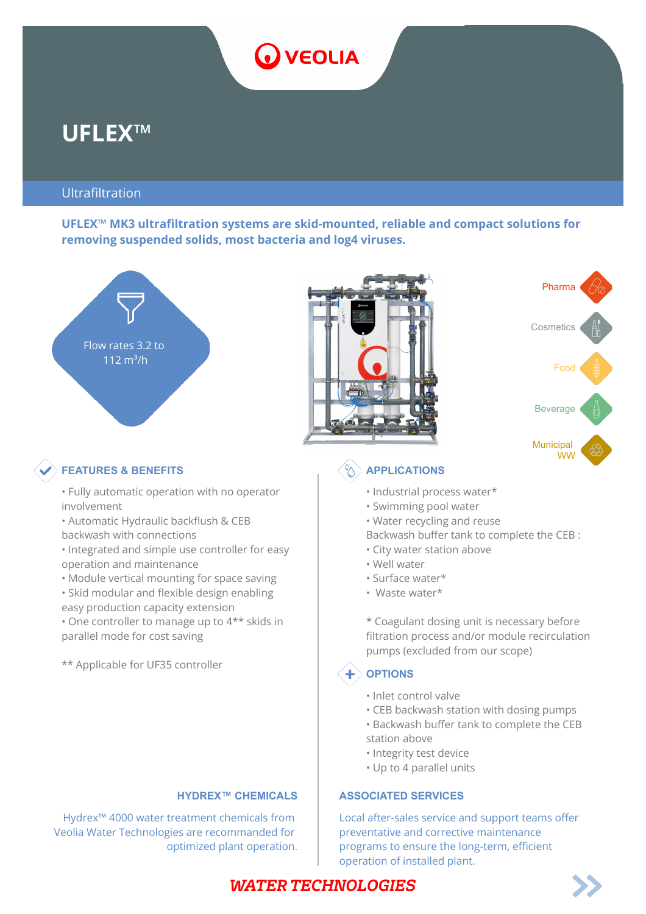VEOLIA

# UFLEX™

## Ultrafiltration

**UFLEX™ MK3 ultrafiltration systems are skid-mounted, reliable and compact solutions for removing suspended solids, most bacteria and log4 viruses.**

Flow rates 3.2 to 112 m$^3$/h

Pharma
Cosmetics
Food
Beverage
Municipal WW

### FEATURES & BENEFITS

- Fully automatic operation with no operator involvement
- Automatic Hydraulic backflush & CEB backwash with connections
- Integrated and simple use controller for easy operation and maintenance
- Module vertical mounting for space saving
- Skid modular and flexible design enabling easy production capacity extension
- One controller to manage up to 4** skids in parallel mode for cost saving

** Applicable for UF35 controller

### APPLICATIONS

- Industrial process water*
- Swimming pool water
- Water recycling and reuse

Backwash buffer tank to complete the CEB :

- City water station above
- Well water
- Surface water*
- Waste water*

* Coagulant dosing unit is necessary before filtration process and/or module recirculation pumps (excluded from our scope)

### OPTIONS

- Inlet control valve
- CEB backwash station with dosing pumps
- Backwash buffer tank to complete the CEB station above
- Integrity test device
- Up to 4 parallel units

### HYDREX™ CHEMICALS

Hydrex™ 4000 water treatment chemicals from Veolia Water Technologies are recommanded for optimized plant operation.

### ASSOCIATED SERVICES

Local after-sales service and support teams offer preventative and corrective maintenance programs to ensure the long-term, efficient operation of installed plant.

**WATER TECHNOLOGIES**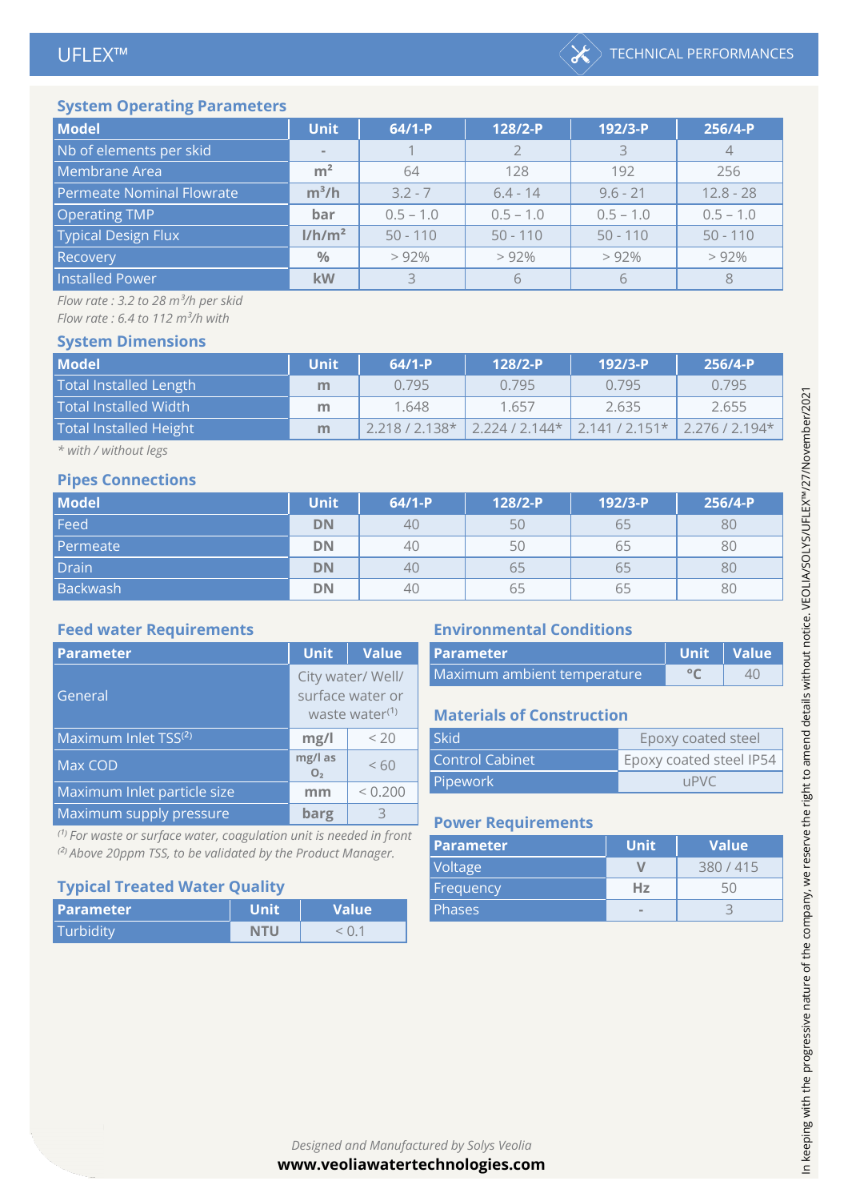## System Operating Parameters

| Model | Unit | 64/1-P | 128/2-P | 192/3-P | 256/4-P |
|---|---|---|---|---|---|
| Nb of elements per skid | - | 1 | 2 | 3 | 4 |
| Membrane Area | $m^2$ | 64 | 128 | 192 | 256 |
| Permeate Nominal Flowrate | $m^3/h$ | 3.2 - 7 | 6.4 - 14 | 9.6 - 21 | 12.8 - 28 |
| Operating TMP | bar | 0.5 – 1.0 | 0.5 – 1.0 | 0.5 – 1.0 | 0.5 – 1.0 |
| Typical Design Flux | $l/h/m^2$ | 50 - 110 | 50 - 110 | 50 - 110 | 50 - 110 |
| Recovery | % | > 92% | > 92% | > 92% | > 92% |
| Installed Power | kW | 3 | 6 | 6 | 8 |

*Flow rate : 3.2 to 28 $m^3/h$ per skid*
*Flow rate : 6.4 to 112 $m^3/h$ with*

## System Dimensions

| Model | Unit | 64/1-P | 128/2-P | 192/3-P | 256/4-P |
|---|---|---|---|---|---|
| Total Installed Length | m | 0.795 | 0.795 | 0.795 | 0.795 |
| Total Installed Width | m | 1.648 | 1.657 | 2.635 | 2.655 |
| Total Installed Height | m | 2.218 / 2.138* | 2.224 / 2.144* | 2.141 / 2.151* | 2.276 / 2.194* |

*\* with / without legs*

## Pipes Connections

| Model | Unit | 64/1-P | 128/2-P | 192/3-P | 256/4-P |
|---|---|---|---|---|---|
| Feed | DN | 40 | 50 | 65 | 80 |
| Permeate | DN | 40 | 50 | 65 | 80 |
| Drain | DN | 40 | 65 | 65 | 80 |
| Backwash | DN | 40 | 65 | 65 | 80 |

## Feed water Requirements

| Parameter | Unit | Value |
|---|---|---|
| General | City water/ Well/ surface water or waste water[1] | |
| Maximum Inlet TSS[2] | mg/l | < 20 |
| Max COD | mg/l as $O_2$ | < 60 |
| Maximum Inlet particle size | mm | < 0.200 |
| Maximum supply pressure | barg | 3 |

*[1] For waste or surface water, coagulation unit is needed in front*
*[2] Above 20ppm TSS, to be validated by the Product Manager.*

## Typical Treated Water Quality

| Parameter | Unit | Value |
|---|---|---|
| Turbidity | NTU | < 0.1 |

## Environmental Conditions

| Parameter | Unit | Value |
|---|---|---|
| Maximum ambient temperature | °C | 40 |

## Materials of Construction

| | |
|---|---|
| Skid | Epoxy coated steel |
| Control Cabinet | Epoxy coated steel IP54 |
| Pipework | uPVC |

## Power Requirements

| Parameter | Unit | Value |
|---|---|---|
| Voltage | V | 380 / 415 |
| Frequency | Hz | 50 |
| Phases | - | 3 |

*Designed and Manufactured by Solys Veolia*
**www.veoliawatertechnologies.com**

In keeping with the progressive nature of the company, we reserve the right to amend details without notice. VEOLIA/SOLYS/UFLEX™/27/November/2021